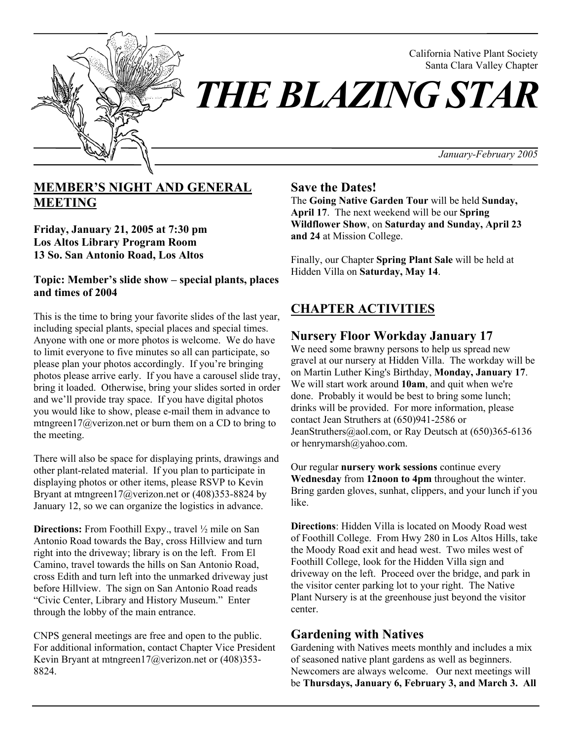California Native Plant Society
Santa Clara Valley Chapter

# THE BLAZING STAR

*January-February 2005*

## MEMBER'S NIGHT AND GENERAL MEETING

**Friday, January 21, 2005 at 7:30 pm**
**Los Altos Library Program Room**
**13 So. San Antonio Road, Los Altos**

**Topic: Member's slide show – special plants, places and times of 2004**

This is the time to bring your favorite slides of the last year, including special plants, special places and special times. Anyone with one or more photos is welcome. We do have to limit everyone to five minutes so all can participate, so please plan your photos accordingly. If you're bringing photos please arrive early. If you have a carousel slide tray, bring it loaded. Otherwise, bring your slides sorted in order and we'll provide tray space. If you have digital photos you would like to show, please e-mail them in advance to mtngreen17@verizon.net or burn them on a CD to bring to the meeting.

There will also be space for displaying prints, drawings and other plant-related material. If you plan to participate in displaying photos or other items, please RSVP to Kevin Bryant at mtngreen17@verizon.net or (408)353-8824 by January 12, so we can organize the logistics in advance.

**Directions:** From Foothill Expy., travel ½ mile on San Antonio Road towards the Bay, cross Hillview and turn right into the driveway; library is on the left. From El Camino, travel towards the hills on San Antonio Road, cross Edith and turn left into the unmarked driveway just before Hillview. The sign on San Antonio Road reads "Civic Center, Library and History Museum." Enter through the lobby of the main entrance.

CNPS general meetings are free and open to the public. For additional information, contact Chapter Vice President Kevin Bryant at mtngreen17@verizon.net or (408)353-8824.

### Save the Dates!

The **Going Native Garden Tour** will be held **Sunday, April 17**. The next weekend will be our **Spring Wildflower Show**, on **Saturday and Sunday, April 23 and 24** at Mission College.

Finally, our Chapter **Spring Plant Sale** will be held at Hidden Villa on **Saturday, May 14**.

## CHAPTER ACTIVITIES

### Nursery Floor Workday January 17

We need some brawny persons to help us spread new gravel at our nursery at Hidden Villa. The workday will be on Martin Luther King's Birthday, **Monday, January 17**. We will start work around **10am**, and quit when we're done. Probably it would be best to bring some lunch; drinks will be provided. For more information, please contact Jean Struthers at (650)941-2586 or JeanStruthers@aol.com, or Ray Deutsch at (650)365-6136 or henrymarsh@yahoo.com.

Our regular **nursery work sessions** continue every **Wednesday** from **12noon to 4pm** throughout the winter. Bring garden gloves, sunhat, clippers, and your lunch if you like.

**Directions**: Hidden Villa is located on Moody Road west of Foothill College. From Hwy 280 in Los Altos Hills, take the Moody Road exit and head west. Two miles west of Foothill College, look for the Hidden Villa sign and driveway on the left. Proceed over the bridge, and park in the visitor center parking lot to your right. The Native Plant Nursery is at the greenhouse just beyond the visitor center.

### Gardening with Natives

Gardening with Natives meets monthly and includes a mix of seasoned native plant gardens as well as beginners. Newcomers are always welcome. Our next meetings will be **Thursdays, January 6, February 3, and March 3. All**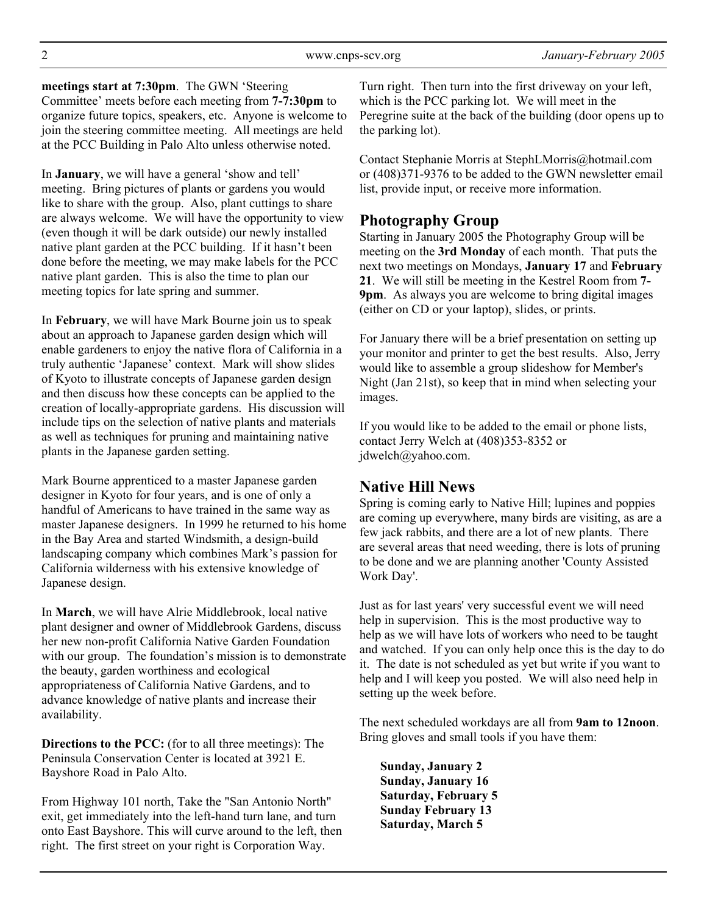**meetings start at 7:30pm**. The GWN 'Steering Committee' meets before each meeting from **7-7:30pm** to organize future topics, speakers, etc. Anyone is welcome to join the steering committee meeting. All meetings are held at the PCC Building in Palo Alto unless otherwise noted.

In **January**, we will have a general 'show and tell' meeting. Bring pictures of plants or gardens you would like to share with the group. Also, plant cuttings to share are always welcome. We will have the opportunity to view (even though it will be dark outside) our newly installed native plant garden at the PCC building. If it hasn't been done before the meeting, we may make labels for the PCC native plant garden. This is also the time to plan our meeting topics for late spring and summer.

In **February**, we will have Mark Bourne join us to speak about an approach to Japanese garden design which will enable gardeners to enjoy the native flora of California in a truly authentic 'Japanese' context. Mark will show slides of Kyoto to illustrate concepts of Japanese garden design and then discuss how these concepts can be applied to the creation of locally-appropriate gardens. His discussion will include tips on the selection of native plants and materials as well as techniques for pruning and maintaining native plants in the Japanese garden setting.

Mark Bourne apprenticed to a master Japanese garden designer in Kyoto for four years, and is one of only a handful of Americans to have trained in the same way as master Japanese designers. In 1999 he returned to his home in the Bay Area and started Windsmith, a design-build landscaping company which combines Mark's passion for California wilderness with his extensive knowledge of Japanese design.

In **March**, we will have Alrie Middlebrook, local native plant designer and owner of Middlebrook Gardens, discuss her new non-profit California Native Garden Foundation with our group. The foundation's mission is to demonstrate the beauty, garden worthiness and ecological appropriateness of California Native Gardens, and to advance knowledge of native plants and increase their availability.

**Directions to the PCC:** (for to all three meetings): The Peninsula Conservation Center is located at 3921 E. Bayshore Road in Palo Alto.

From Highway 101 north, Take the "San Antonio North" exit, get immediately into the left-hand turn lane, and turn onto East Bayshore. This will curve around to the left, then right. The first street on your right is Corporation Way. Turn right. Then turn into the first driveway on your left, which is the PCC parking lot. We will meet in the Peregrine suite at the back of the building (door opens up to the parking lot).

Contact Stephanie Morris at StephLMorris@hotmail.com or (408)371-9376 to be added to the GWN newsletter email list, provide input, or receive more information.

## Photography Group

Starting in January 2005 the Photography Group will be meeting on the **3rd Monday** of each month. That puts the next two meetings on Mondays, **January 17** and **February 21**. We will still be meeting in the Kestrel Room from **7-9pm**. As always you are welcome to bring digital images (either on CD or your laptop), slides, or prints.

For January there will be a brief presentation on setting up your monitor and printer to get the best results. Also, Jerry would like to assemble a group slideshow for Member's Night (Jan 21st), so keep that in mind when selecting your images.

If you would like to be added to the email or phone lists, contact Jerry Welch at (408)353-8352 or jdwelch@yahoo.com.

## Native Hill News

Spring is coming early to Native Hill; lupines and poppies are coming up everywhere, many birds are visiting, as are a few jack rabbits, and there are a lot of new plants. There are several areas that need weeding, there is lots of pruning to be done and we are planning another 'County Assisted Work Day'.

Just as for last years' very successful event we will need help in supervision. This is the most productive way to help as we will have lots of workers who need to be taught and watched. If you can only help once this is the day to do it. The date is not scheduled as yet but write if you want to help and I will keep you posted. We will also need help in setting up the week before.

The next scheduled workdays are all from **9am to 12noon**. Bring gloves and small tools if you have them:

**Sunday, January 2**
**Sunday, January 16**
**Saturday, February 5**
**Sunday February 13**
**Saturday, March 5**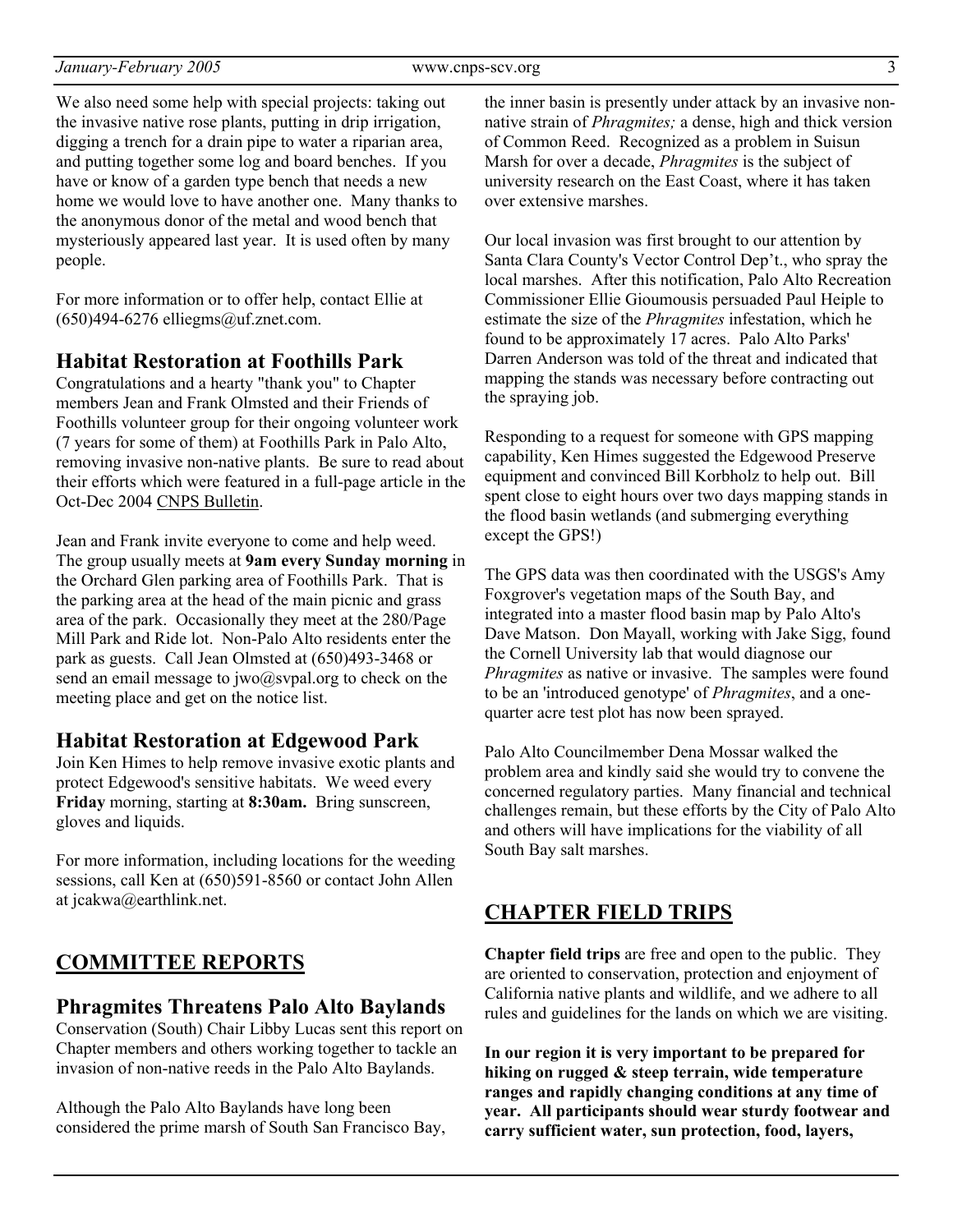We also need some help with special projects: taking out the invasive native rose plants, putting in drip irrigation, digging a trench for a drain pipe to water a riparian area, and putting together some log and board benches. If you have or know of a garden type bench that needs a new home we would love to have another one. Many thanks to the anonymous donor of the metal and wood bench that mysteriously appeared last year. It is used often by many people.

For more information or to offer help, contact Ellie at (650)494-6276 elliegms@uf.znet.com.

### Habitat Restoration at Foothills Park

Congratulations and a hearty "thank you" to Chapter members Jean and Frank Olmsted and their Friends of Foothills volunteer group for their ongoing volunteer work (7 years for some of them) at Foothills Park in Palo Alto, removing invasive non-native plants. Be sure to read about their efforts which were featured in a full-page article in the Oct-Dec 2004 CNPS Bulletin.

Jean and Frank invite everyone to come and help weed. The group usually meets at **9am every Sunday morning** in the Orchard Glen parking area of Foothills Park. That is the parking area at the head of the main picnic and grass area of the park. Occasionally they meet at the 280/Page Mill Park and Ride lot. Non-Palo Alto residents enter the park as guests. Call Jean Olmsted at (650)493-3468 or send an email message to jwo@svpal.org to check on the meeting place and get on the notice list.

### Habitat Restoration at Edgewood Park

Join Ken Himes to help remove invasive exotic plants and protect Edgewood's sensitive habitats. We weed every **Friday** morning, starting at **8:30am.** Bring sunscreen, gloves and liquids.

For more information, including locations for the weeding sessions, call Ken at (650)591-8560 or contact John Allen at jcakwa@earthlink.net.

## COMMITTEE REPORTS

### Phragmites Threatens Palo Alto Baylands

Conservation (South) Chair Libby Lucas sent this report on Chapter members and others working together to tackle an invasion of non-native reeds in the Palo Alto Baylands.

Although the Palo Alto Baylands have long been considered the prime marsh of South San Francisco Bay, the inner basin is presently under attack by an invasive non-native strain of *Phragmites;* a dense, high and thick version of Common Reed. Recognized as a problem in Suisun Marsh for over a decade, *Phragmites* is the subject of university research on the East Coast, where it has taken over extensive marshes.

Our local invasion was first brought to our attention by Santa Clara County's Vector Control Dep't., who spray the local marshes. After this notification, Palo Alto Recreation Commissioner Ellie Gioumousis persuaded Paul Heiple to estimate the size of the *Phragmites* infestation, which he found to be approximately 17 acres. Palo Alto Parks' Darren Anderson was told of the threat and indicated that mapping the stands was necessary before contracting out the spraying job.

Responding to a request for someone with GPS mapping capability, Ken Himes suggested the Edgewood Preserve equipment and convinced Bill Korbholz to help out. Bill spent close to eight hours over two days mapping stands in the flood basin wetlands (and submerging everything except the GPS!)

The GPS data was then coordinated with the USGS's Amy Foxgrover's vegetation maps of the South Bay, and integrated into a master flood basin map by Palo Alto's Dave Matson. Don Mayall, working with Jake Sigg, found the Cornell University lab that would diagnose our *Phragmites* as native or invasive. The samples were found to be an 'introduced genotype' of *Phragmites*, and a one-quarter acre test plot has now been sprayed.

Palo Alto Councilmember Dena Mossar walked the problem area and kindly said she would try to convene the concerned regulatory parties. Many financial and technical challenges remain, but these efforts by the City of Palo Alto and others will have implications for the viability of all South Bay salt marshes.

## CHAPTER FIELD TRIPS

**Chapter field trips** are free and open to the public. They are oriented to conservation, protection and enjoyment of California native plants and wildlife, and we adhere to all rules and guidelines for the lands on which we are visiting.

**In our region it is very important to be prepared for hiking on rugged & steep terrain, wide temperature ranges and rapidly changing conditions at any time of year. All participants should wear sturdy footwear and carry sufficient water, sun protection, food, layers,**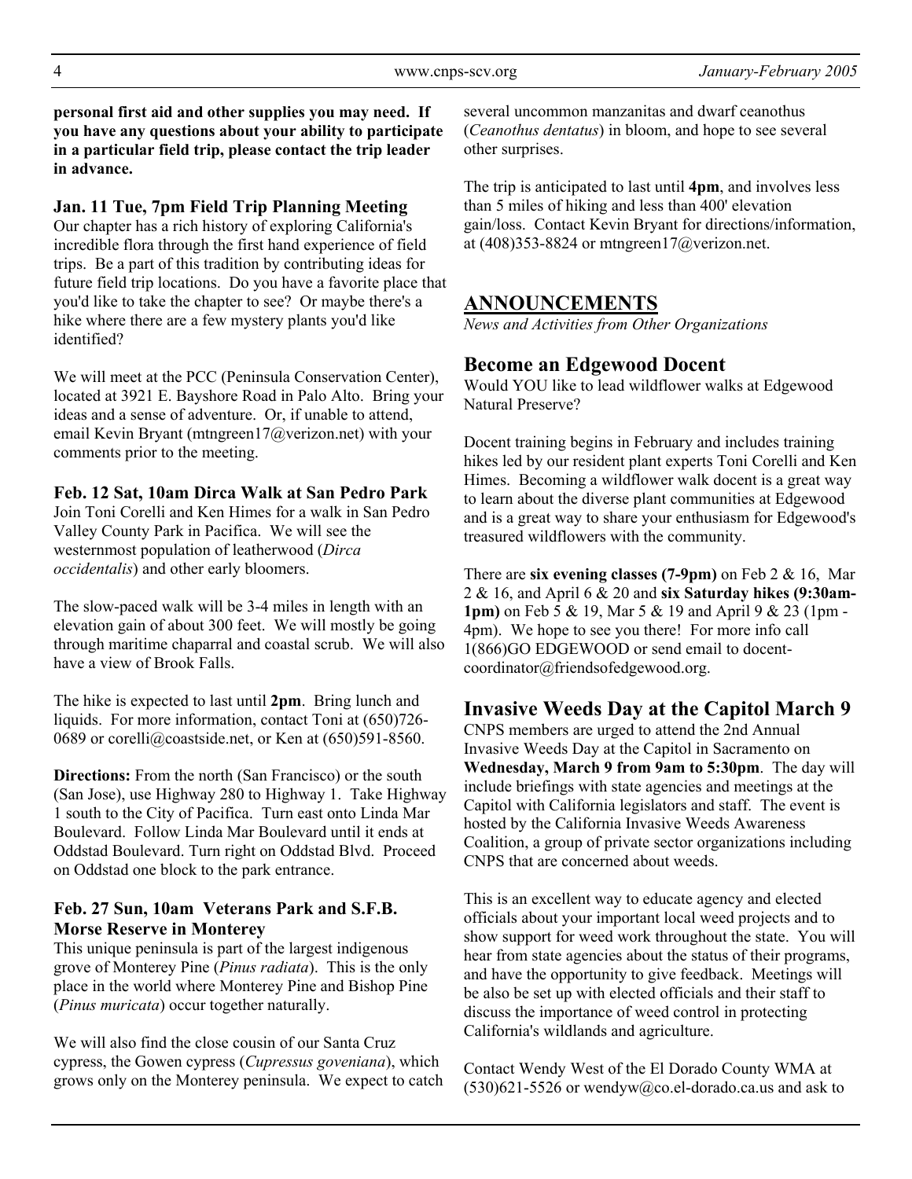**personal first aid and other supplies you may need. If you have any questions about your ability to participate in a particular field trip, please contact the trip leader in advance.**

### Jan. 11 Tue, 7pm Field Trip Planning Meeting

Our chapter has a rich history of exploring California's incredible flora through the first hand experience of field trips. Be a part of this tradition by contributing ideas for future field trip locations. Do you have a favorite place that you'd like to take the chapter to see? Or maybe there's a hike where there are a few mystery plants you'd like identified?

We will meet at the PCC (Peninsula Conservation Center), located at 3921 E. Bayshore Road in Palo Alto. Bring your ideas and a sense of adventure. Or, if unable to attend, email Kevin Bryant (mtngreen17@verizon.net) with your comments prior to the meeting.

### Feb. 12 Sat, 10am Dirca Walk at San Pedro Park

Join Toni Corelli and Ken Himes for a walk in San Pedro Valley County Park in Pacifica. We will see the westernmost population of leatherwood (*Dirca occidentalis*) and other early bloomers.

The slow-paced walk will be 3-4 miles in length with an elevation gain of about 300 feet. We will mostly be going through maritime chaparral and coastal scrub. We will also have a view of Brook Falls.

The hike is expected to last until **2pm**. Bring lunch and liquids. For more information, contact Toni at (650)726-0689 or corelli@coastside.net, or Ken at (650)591-8560.

**Directions:** From the north (San Francisco) or the south (San Jose), use Highway 280 to Highway 1. Take Highway 1 south to the City of Pacifica. Turn east onto Linda Mar Boulevard. Follow Linda Mar Boulevard until it ends at Oddstad Boulevard. Turn right on Oddstad Blvd. Proceed on Oddstad one block to the park entrance.

### Feb. 27 Sun, 10am Veterans Park and S.F.B. Morse Reserve in Monterey

This unique peninsula is part of the largest indigenous grove of Monterey Pine (*Pinus radiata*). This is the only place in the world where Monterey Pine and Bishop Pine (*Pinus muricata*) occur together naturally.

We will also find the close cousin of our Santa Cruz cypress, the Gowen cypress (*Cupressus goveniana*), which grows only on the Monterey peninsula. We expect to catch several uncommon manzanitas and dwarf ceanothus (*Ceanothus dentatus*) in bloom, and hope to see several other surprises.

The trip is anticipated to last until **4pm**, and involves less than 5 miles of hiking and less than 400' elevation gain/loss. Contact Kevin Bryant for directions/information, at (408)353-8824 or mtngreen17@verizon.net.

## ANNOUNCEMENTS

*News and Activities from Other Organizations*

### Become an Edgewood Docent

Would YOU like to lead wildflower walks at Edgewood Natural Preserve?

Docent training begins in February and includes training hikes led by our resident plant experts Toni Corelli and Ken Himes. Becoming a wildflower walk docent is a great way to learn about the diverse plant communities at Edgewood and is a great way to share your enthusiasm for Edgewood's treasured wildflowers with the community.

There are **six evening classes (7-9pm)** on Feb 2 & 16, Mar 2 & 16, and April 6 & 20 and **six Saturday hikes (9:30am-1pm)** on Feb 5 & 19, Mar 5 & 19 and April 9 & 23 (1pm - 4pm). We hope to see you there! For more info call 1(866)GO EDGEWOOD or send email to docent-coordinator@friendsofedgewood.org.

### Invasive Weeds Day at the Capitol March 9

CNPS members are urged to attend the 2nd Annual Invasive Weeds Day at the Capitol in Sacramento on **Wednesday, March 9 from 9am to 5:30pm**. The day will include briefings with state agencies and meetings at the Capitol with California legislators and staff. The event is hosted by the California Invasive Weeds Awareness Coalition, a group of private sector organizations including CNPS that are concerned about weeds.

This is an excellent way to educate agency and elected officials about your important local weed projects and to show support for weed work throughout the state. You will hear from state agencies about the status of their programs, and have the opportunity to give feedback. Meetings will be also be set up with elected officials and their staff to discuss the importance of weed control in protecting California's wildlands and agriculture.

Contact Wendy West of the El Dorado County WMA at (530)621-5526 or wendyw@co.el-dorado.ca.us and ask to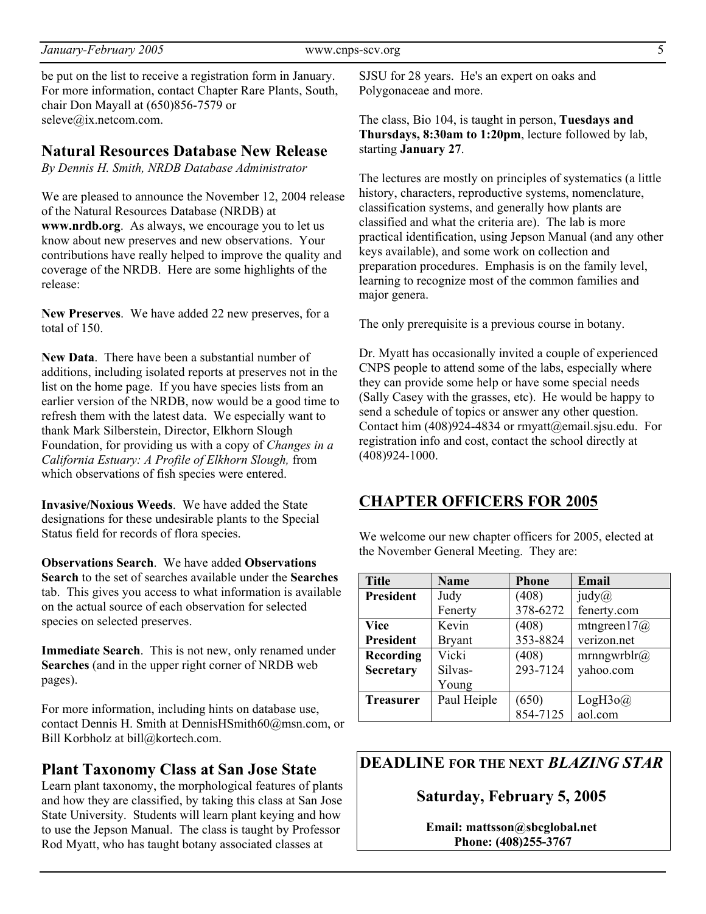be put on the list to receive a registration form in January. For more information, contact Chapter Rare Plants, South, chair Don Mayall at (650)856-7579 or seleve@ix.netcom.com.

## Natural Resources Database New Release

*By Dennis H. Smith, NRDB Database Administrator*

We are pleased to announce the November 12, 2004 release of the Natural Resources Database (NRDB) at **www.nrdb.org**. As always, we encourage you to let us know about new preserves and new observations. Your contributions have really helped to improve the quality and coverage of the NRDB. Here are some highlights of the release:

**New Preserves**. We have added 22 new preserves, for a total of 150.

**New Data**. There have been a substantial number of additions, including isolated reports at preserves not in the list on the home page. If you have species lists from an earlier version of the NRDB, now would be a good time to refresh them with the latest data. We especially want to thank Mark Silberstein, Director, Elkhorn Slough Foundation, for providing us with a copy of *Changes in a California Estuary: A Profile of Elkhorn Slough,* from which observations of fish species were entered.

**Invasive/Noxious Weeds**. We have added the State designations for these undesirable plants to the Special Status field for records of flora species.

**Observations Search**. We have added **Observations Search** to the set of searches available under the **Searches** tab. This gives you access to what information is available on the actual source of each observation for selected species on selected preserves.

**Immediate Search**. This is not new, only renamed under **Searches** (and in the upper right corner of NRDB web pages).

For more information, including hints on database use, contact Dennis H. Smith at DennisHSmith60@msn.com, or Bill Korbholz at bill@kortech.com.

## Plant Taxonomy Class at San Jose State

Learn plant taxonomy, the morphological features of plants and how they are classified, by taking this class at San Jose State University. Students will learn plant keying and how to use the Jepson Manual. The class is taught by Professor Rod Myatt, who has taught botany associated classes at SJSU for 28 years. He's an expert on oaks and Polygonaceae and more.

The class, Bio 104, is taught in person, **Tuesdays and Thursdays, 8:30am to 1:20pm**, lecture followed by lab, starting **January 27**.

The lectures are mostly on principles of systematics (a little history, characters, reproductive systems, nomenclature, classification systems, and generally how plants are classified and what the criteria are). The lab is more practical identification, using Jepson Manual (and any other keys available), and some work on collection and preparation procedures. Emphasis is on the family level, learning to recognize most of the common families and major genera.

The only prerequisite is a previous course in botany.

Dr. Myatt has occasionally invited a couple of experienced CNPS people to attend some of the labs, especially where they can provide some help or have some special needs (Sally Casey with the grasses, etc). He would be happy to send a schedule of topics or answer any other question. Contact him (408)924-4834 or rmyatt@email.sjsu.edu. For registration info and cost, contact the school directly at (408)924-1000.

## CHAPTER OFFICERS FOR 2005

We welcome our new chapter officers for 2005, elected at the November General Meeting. They are:

| Title | Name | Phone | Email |
|---|---|---|---|
| **President** | Judy Fenerty | (408) 378-6272 | judy@fenerty.com |
| **Vice President** | Kevin Bryant | (408) 353-8824 | mtngreen17@verizon.net |
| **Recording Secretary** | Vicki Silvas-Young | (408) 293-7124 | mrnngwrblr@yahoo.com |
| **Treasurer** | Paul Heiple | (650) 854-7125 | LogH3o@aol.com |

**DEADLINE FOR THE NEXT *BLAZING STAR***

**Saturday, February 5, 2005**

**Email: mattsson@sbcglobal.net**
**Phone: (408)255-3767**